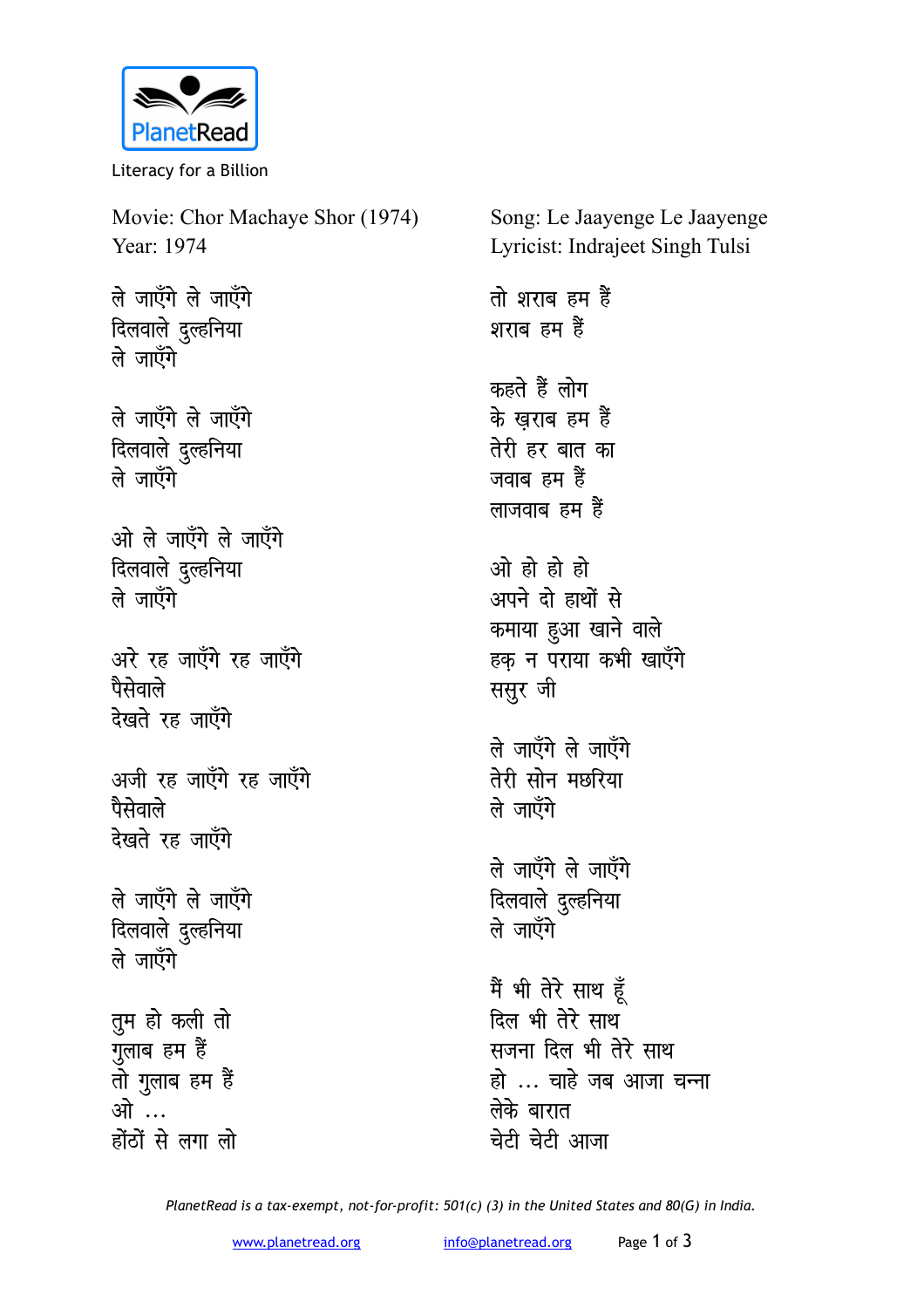Literacy for a Billion

Movie: Chor Machaye Shor (1974)
Year: 1974

Song: Le Jaayenge Le Jaayenge
Lyricist: Indrajeet Singh Tulsi

ले जाएँगे ले जाएँगे
दिलवाले दुल्हनिया
ले जाएँगे

ले जाएँगे ले जाएँगे
दिलवाले दुल्हनिया
ले जाएँगे

ओ ले जाएँगे ले जाएँगे
दिलवाले दुल्हनिया
ले जाएँगे

अरे रह जाएँगे रह जाएँगे
पैसेवाले
देखते रह जाएँगे

अजी रह जाएँगे रह जाएँगे
पैसेवाले
देखते रह जाएँगे

ले जाएँगे ले जाएँगे
दिलवाले दुल्हनिया
ले जाएँगे

तुम हो कली तो
गुलाब हम हैं
तो गुलाब हम हैं
ओ ...
होंठों से लगा लो

तो शराब हम हैं
शराब हम हैं

कहते हैं लोग
के ख़राब हम हैं
तेरी हर बात का
जवाब हम हैं
लाजवाब हम हैं

ओ हो हो हो
अपने दो हाथों से
कमाया हुआ खाने वाले
हक़ न पराया कभी खाएँगे
ससुर जी

ले जाएँगे ले जाएँगे
तेरी सोन मछरिया
ले जाएँगे

ले जाएँगे ले जाएँगे
दिलवाले दुल्हनिया
ले जाएँगे

मैं भी तेरे साथ हूँ
दिल भी तेरे साथ
सजना दिल भी तेरे साथ
हो ... चाहे जब आजा चन्ना
लेके बारात
चेटी चेटी आजा

*PlanetRead is a tax-exempt, not-for-profit: 501(c) (3) in the United States and 80(G) in India.*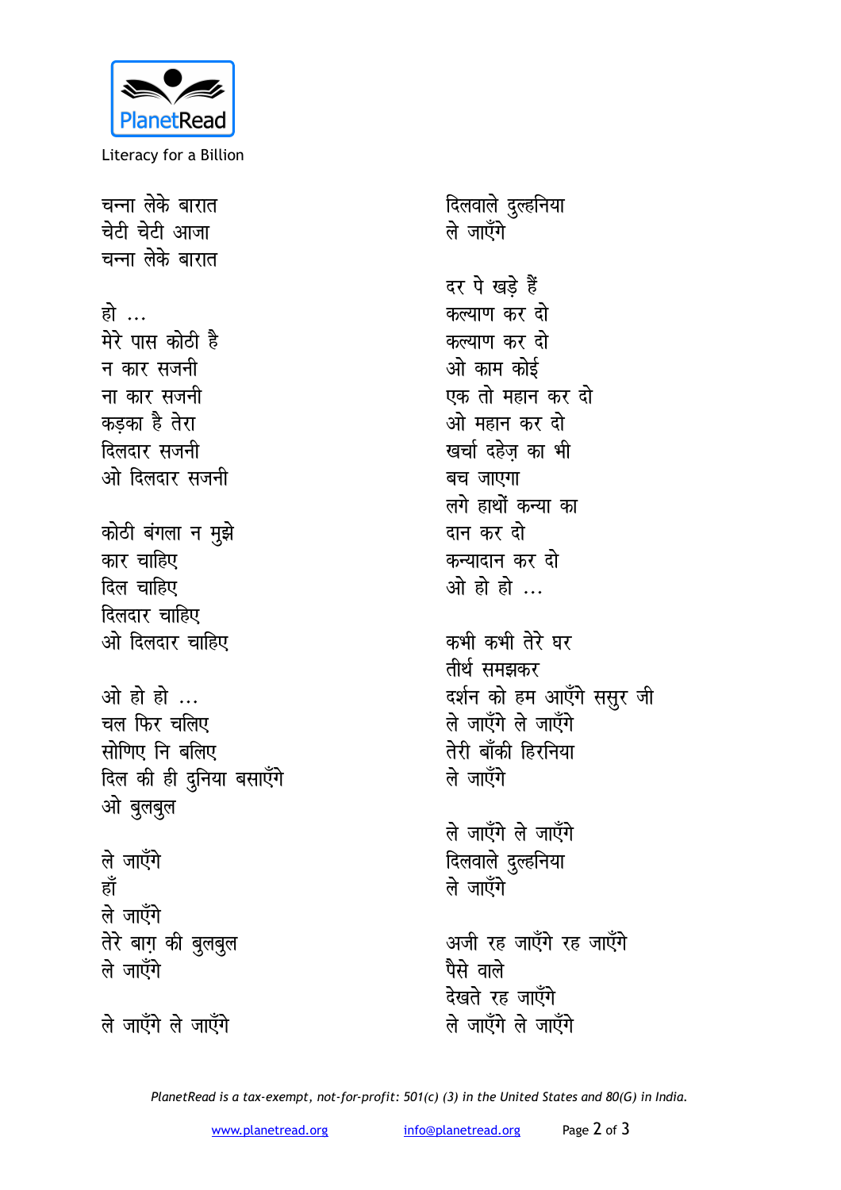चन्ना लेके बारात
चेटी चेटी आजा
चन्ना लेके बारात

हो ...
मेरे पास कोठी है
न कार सजनी
ना कार सजनी
कड़का है तेरा
दिलदार सजनी
ओ दिलदार सजनी

कोठी बंगला न मुझे
कार चाहिए
दिल चाहिए
दिलदार चाहिए
ओ दिलदार चाहिए

ओ हो हो ...
चल फिर चलिए
सोणिए नि बलिए
दिल की ही दुनिया बसाएँगे
ओ बुलबुल

ले जाएँगे
हाँ
ले जाएँगे
तेरे बाग़ की बुलबुल
ले जाएँगे

ले जाएँगे ले जाएँगे
दिलवाले दुल्हनिया
ले जाएँगे

दर पे खड़े हैं
कल्याण कर दो
कल्याण कर दो
ओ काम कोई
एक तो महान कर दो
ओ महान कर दो
खर्चा दहेज़ का भी
बच जाएगा
लगे हाथों कन्या का
दान कर दो
कन्यादान कर दो
ओ हो हो ...

कभी कभी तेरे घर
तीर्थ समझकर
दर्शन को हम आएँगे ससुर जी
ले जाएँगे ले जाएँगे
तेरी बाँकी हिरनिया
ले जाएँगे

ले जाएँगे ले जाएँगे
दिलवाले दुल्हनिया
ले जाएँगे

अजी रह जाएँगे रह जाएँगे
पैसे वाले
देखते रह जाएँगे
ले जाएँगे ले जाएँगे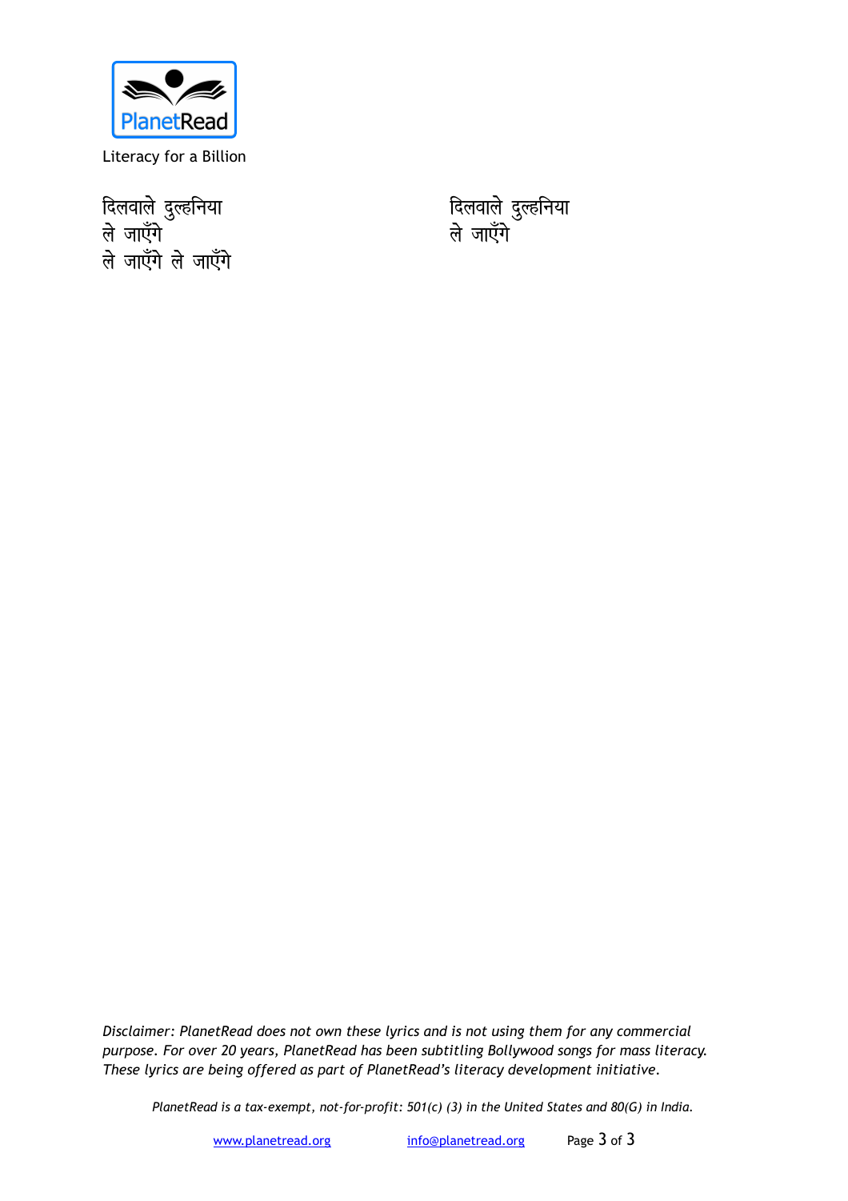Literacy for a Billion

दिलवाले दुल्हनिया
ले जाएँगे
ले जाएँगे ले जाएँगे

दिलवाले दुल्हनिया
ले जाएँगे

*Disclaimer: PlanetRead does not own these lyrics and is not using them for any commercial purpose. For over 20 years, PlanetRead has been subtitling Bollywood songs for mass literacy. These lyrics are being offered as part of PlanetRead's literacy development initiative.*

*PlanetRead is a tax-exempt, not-for-profit: 501(c) (3) in the United States and 80(G) in India.*

www.planetread.org info@planetread.org